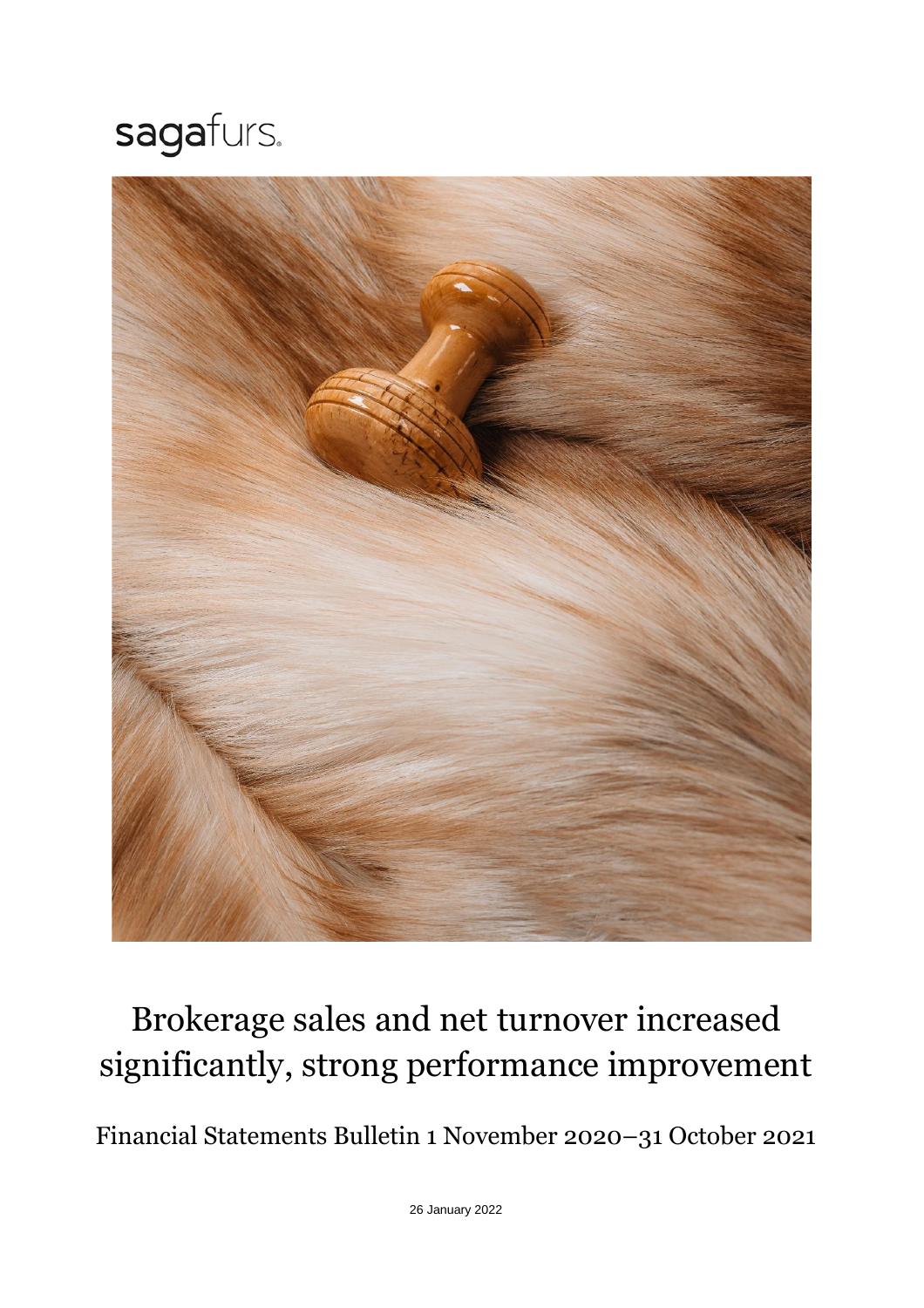sagafurs.

# Brokerage sales and net turnover increased significantly, strong performance improvement

Financial Statements Bulletin 1 November 2020–31 October 2021

26 January 2022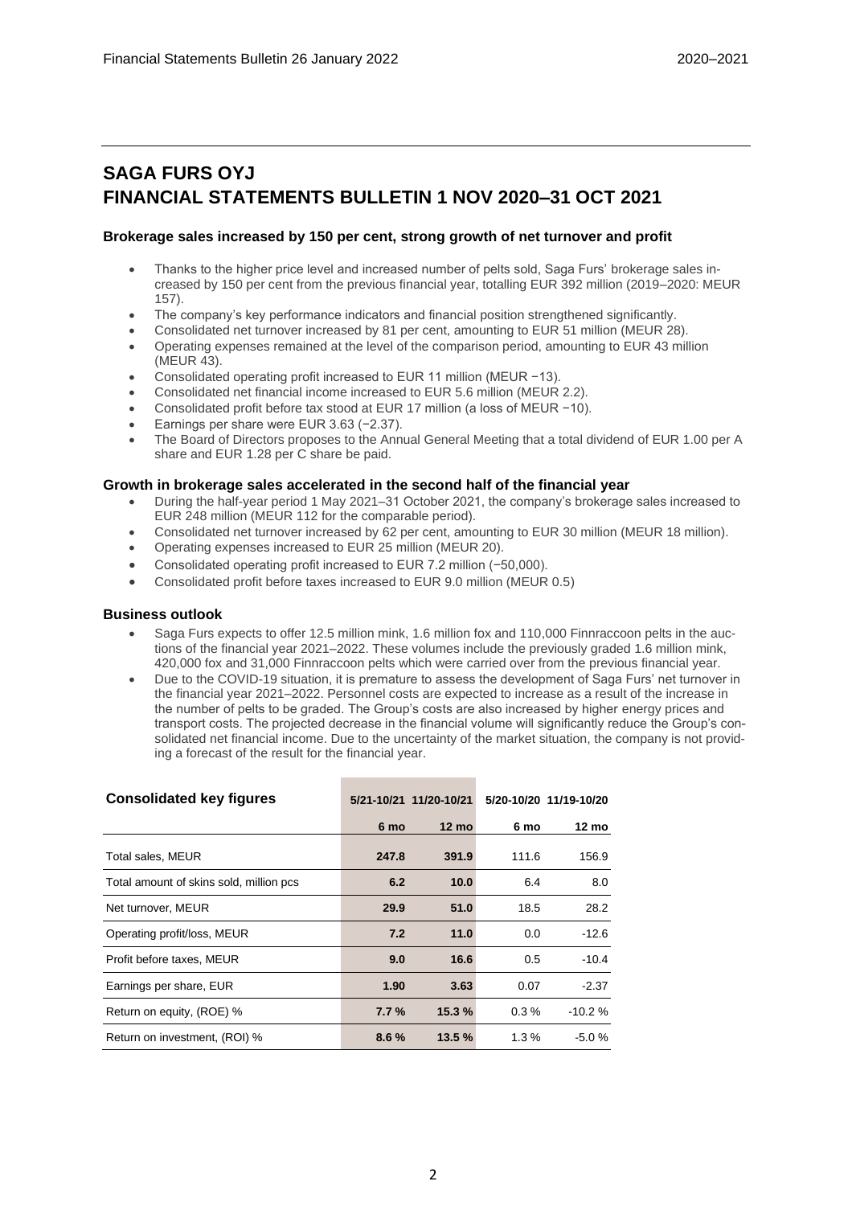# SAGA FURS OYJ
# FINANCIAL STATEMENTS BULLETIN 1 NOV 2020–31 OCT 2021

### Brokerage sales increased by 150 per cent, strong growth of net turnover and profit

- Thanks to the higher price level and increased number of pelts sold, Saga Furs' brokerage sales increased by 150 per cent from the previous financial year, totalling EUR 392 million (2019–2020: MEUR 157).
- The company's key performance indicators and financial position strengthened significantly.
- Consolidated net turnover increased by 81 per cent, amounting to EUR 51 million (MEUR 28).
- Operating expenses remained at the level of the comparison period, amounting to EUR 43 million (MEUR 43).
- Consolidated operating profit increased to EUR 11 million (MEUR −13).
- Consolidated net financial income increased to EUR 5.6 million (MEUR 2.2).
- Consolidated profit before tax stood at EUR 17 million (a loss of MEUR −10).
- Earnings per share were EUR 3.63 (−2.37).
- The Board of Directors proposes to the Annual General Meeting that a total dividend of EUR 1.00 per A share and EUR 1.28 per C share be paid.

### Growth in brokerage sales accelerated in the second half of the financial year

- During the half-year period 1 May 2021–31 October 2021, the company's brokerage sales increased to EUR 248 million (MEUR 112 for the comparable period).
- Consolidated net turnover increased by 62 per cent, amounting to EUR 30 million (MEUR 18 million).
- Operating expenses increased to EUR 25 million (MEUR 20).
- Consolidated operating profit increased to EUR 7.2 million (−50,000).
- Consolidated profit before taxes increased to EUR 9.0 million (MEUR 0.5)

### Business outlook

- Saga Furs expects to offer 12.5 million mink, 1.6 million fox and 110,000 Finnraccoon pelts in the auctions of the financial year 2021–2022. These volumes include the previously graded 1.6 million mink, 420,000 fox and 31,000 Finnraccoon pelts which were carried over from the previous financial year.
- Due to the COVID-19 situation, it is premature to assess the development of Saga Furs' net turnover in the financial year 2021–2022. Personnel costs are expected to increase as a result of the increase in the number of pelts to be graded. The Group's costs are also increased by higher energy prices and transport costs. The projected decrease in the financial volume will significantly reduce the Group's consolidated net financial income. Due to the uncertainty of the market situation, the company is not providing a forecast of the result for the financial year.

| Consolidated key figures | 5/21-10/21 | 11/20-10/21 | 5/20-10/20 | 11/19-10/20 |
|---|---|---|---|---|
| | 6 mo | 12 mo | 6 mo | 12 mo |
| Total sales, MEUR | **247.8** | **391.9** | 111.6 | 156.9 |
| Total amount of skins sold, million pcs | **6.2** | **10.0** | 6.4 | 8.0 |
| Net turnover, MEUR | **29.9** | **51.0** | 18.5 | 28.2 |
| Operating profit/loss, MEUR | **7.2** | **11.0** | 0.0 | -12.6 |
| Profit before taxes, MEUR | **9.0** | **16.6** | 0.5 | -10.4 |
| Earnings per share, EUR | **1.90** | **3.63** | 0.07 | -2.37 |
| Return on equity, (ROE) % | **7.7 %** | **15.3 %** | 0.3 % | -10.2 % |
| Return on investment, (ROI) % | **8.6 %** | **13.5 %** | 1.3 % | -5.0 % |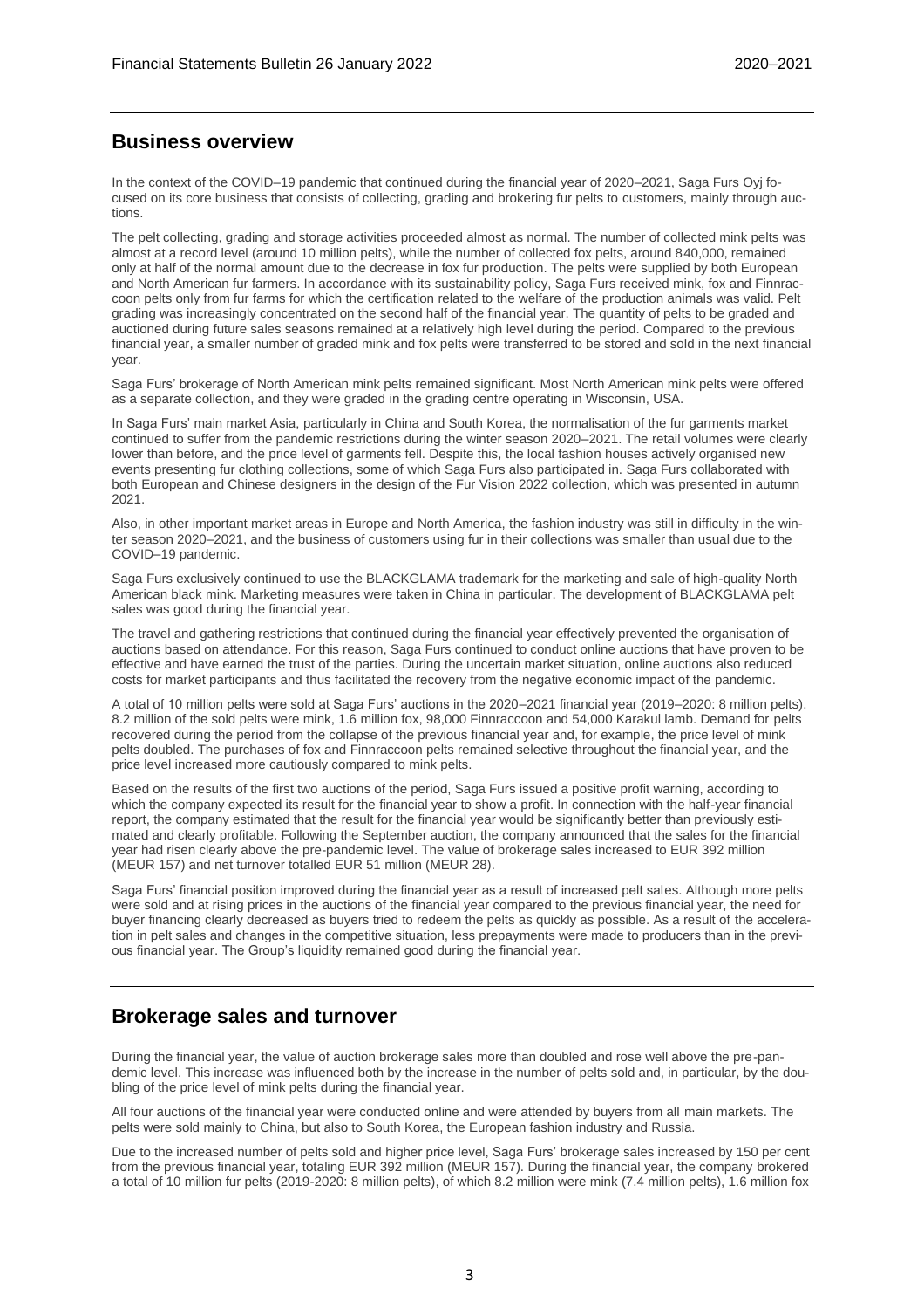## Business overview

In the context of the COVID–19 pandemic that continued during the financial year of 2020–2021, Saga Furs Oyj focused on its core business that consists of collecting, grading and brokering fur pelts to customers, mainly through auctions.

The pelt collecting, grading and storage activities proceeded almost as normal. The number of collected mink pelts was almost at a record level (around 10 million pelts), while the number of collected fox pelts, around 840,000, remained only at half of the normal amount due to the decrease in fox fur production. The pelts were supplied by both European and North American fur farmers. In accordance with its sustainability policy, Saga Furs received mink, fox and Finnraccoon pelts only from fur farms for which the certification related to the welfare of the production animals was valid. Pelt grading was increasingly concentrated on the second half of the financial year. The quantity of pelts to be graded and auctioned during future sales seasons remained at a relatively high level during the period. Compared to the previous financial year, a smaller number of graded mink and fox pelts were transferred to be stored and sold in the next financial year.

Saga Furs' brokerage of North American mink pelts remained significant. Most North American mink pelts were offered as a separate collection, and they were graded in the grading centre operating in Wisconsin, USA.

In Saga Furs' main market Asia, particularly in China and South Korea, the normalisation of the fur garments market continued to suffer from the pandemic restrictions during the winter season 2020–2021. The retail volumes were clearly lower than before, and the price level of garments fell. Despite this, the local fashion houses actively organised new events presenting fur clothing collections, some of which Saga Furs also participated in. Saga Furs collaborated with both European and Chinese designers in the design of the Fur Vision 2022 collection, which was presented in autumn 2021.

Also, in other important market areas in Europe and North America, the fashion industry was still in difficulty in the winter season 2020–2021, and the business of customers using fur in their collections was smaller than usual due to the COVID–19 pandemic.

Saga Furs exclusively continued to use the BLACKGLAMA trademark for the marketing and sale of high-quality North American black mink. Marketing measures were taken in China in particular. The development of BLACKGLAMA pelt sales was good during the financial year.

The travel and gathering restrictions that continued during the financial year effectively prevented the organisation of auctions based on attendance. For this reason, Saga Furs continued to conduct online auctions that have proven to be effective and have earned the trust of the parties. During the uncertain market situation, online auctions also reduced costs for market participants and thus facilitated the recovery from the negative economic impact of the pandemic.

A total of 10 million pelts were sold at Saga Furs' auctions in the 2020–2021 financial year (2019–2020: 8 million pelts). 8.2 million of the sold pelts were mink, 1.6 million fox, 98,000 Finnraccoon and 54,000 Karakul lamb. Demand for pelts recovered during the period from the collapse of the previous financial year and, for example, the price level of mink pelts doubled. The purchases of fox and Finnraccoon pelts remained selective throughout the financial year, and the price level increased more cautiously compared to mink pelts.

Based on the results of the first two auctions of the period, Saga Furs issued a positive profit warning, according to which the company expected its result for the financial year to show a profit. In connection with the half-year financial report, the company estimated that the result for the financial year would be significantly better than previously estimated and clearly profitable. Following the September auction, the company announced that the sales for the financial year had risen clearly above the pre-pandemic level. The value of brokerage sales increased to EUR 392 million (MEUR 157) and net turnover totalled EUR 51 million (MEUR 28).

Saga Furs' financial position improved during the financial year as a result of increased pelt sales. Although more pelts were sold and at rising prices in the auctions of the financial year compared to the previous financial year, the need for buyer financing clearly decreased as buyers tried to redeem the pelts as quickly as possible. As a result of the acceleration in pelt sales and changes in the competitive situation, less prepayments were made to producers than in the previous financial year. The Group's liquidity remained good during the financial year.

## Brokerage sales and turnover

During the financial year, the value of auction brokerage sales more than doubled and rose well above the pre-pandemic level. This increase was influenced both by the increase in the number of pelts sold and, in particular, by the doubling of the price level of mink pelts during the financial year.

All four auctions of the financial year were conducted online and were attended by buyers from all main markets. The pelts were sold mainly to China, but also to South Korea, the European fashion industry and Russia.

Due to the increased number of pelts sold and higher price level, Saga Furs' brokerage sales increased by 150 per cent from the previous financial year, totaling EUR 392 million (MEUR 157). During the financial year, the company brokered a total of 10 million fur pelts (2019-2020: 8 million pelts), of which 8.2 million were mink (7.4 million pelts), 1.6 million fox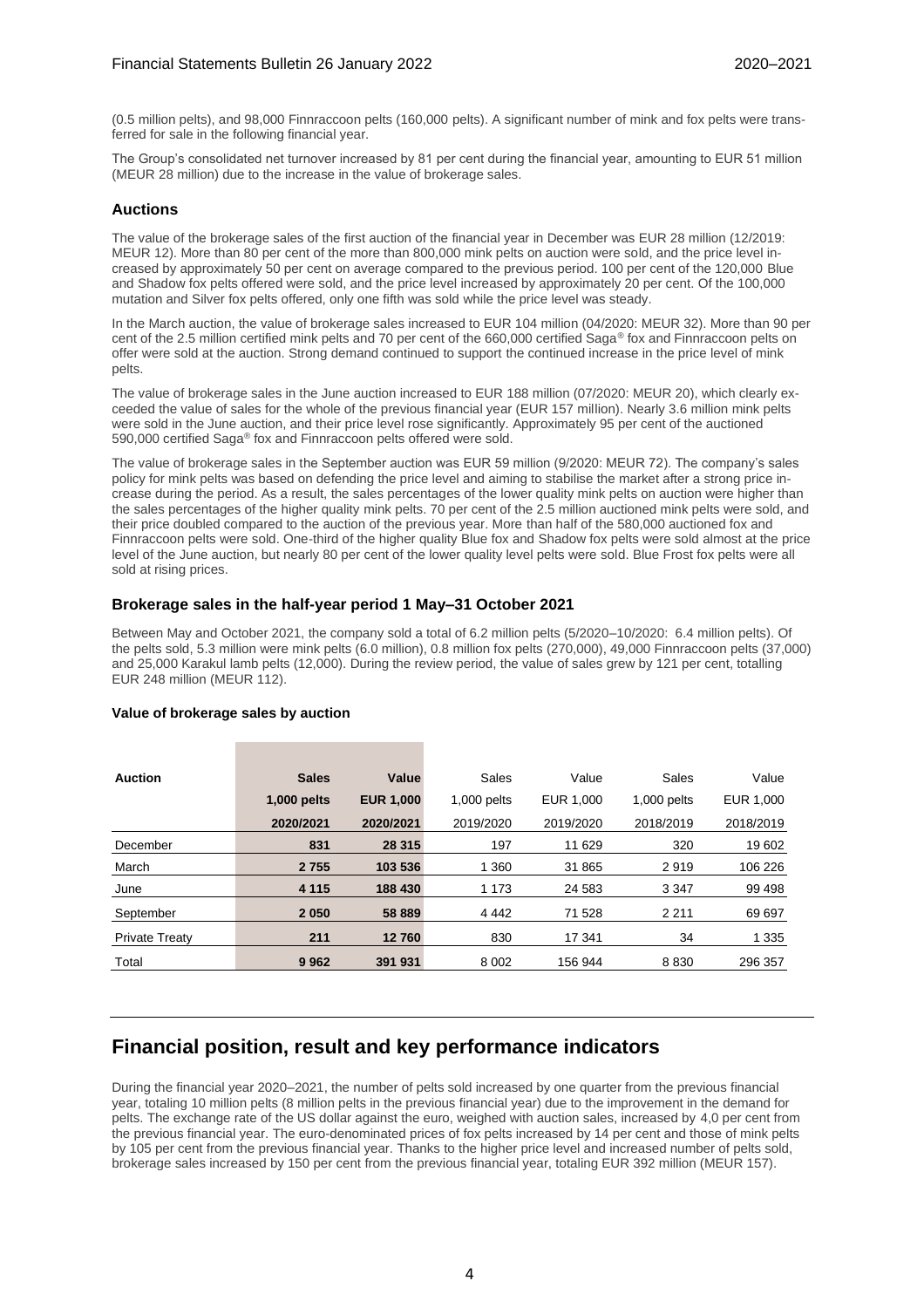(0.5 million pelts), and 98,000 Finnraccoon pelts (160,000 pelts). A significant number of mink and fox pelts were transferred for sale in the following financial year.

The Group's consolidated net turnover increased by 81 per cent during the financial year, amounting to EUR 51 million (MEUR 28 million) due to the increase in the value of brokerage sales.

### Auctions

The value of the brokerage sales of the first auction of the financial year in December was EUR 28 million (12/2019: MEUR 12). More than 80 per cent of the more than 800,000 mink pelts on auction were sold, and the price level increased by approximately 50 per cent on average compared to the previous period. 100 per cent of the 120,000 Blue and Shadow fox pelts offered were sold, and the price level increased by approximately 20 per cent. Of the 100,000 mutation and Silver fox pelts offered, only one fifth was sold while the price level was steady.

In the March auction, the value of brokerage sales increased to EUR 104 million (04/2020: MEUR 32). More than 90 per cent of the 2.5 million certified mink pelts and 70 per cent of the 660,000 certified Saga® fox and Finnraccoon pelts on offer were sold at the auction. Strong demand continued to support the continued increase in the price level of mink pelts.

The value of brokerage sales in the June auction increased to EUR 188 million (07/2020: MEUR 20), which clearly exceeded the value of sales for the whole of the previous financial year (EUR 157 million). Nearly 3.6 million mink pelts were sold in the June auction, and their price level rose significantly. Approximately 95 per cent of the auctioned 590,000 certified Saga® fox and Finnraccoon pelts offered were sold.

The value of brokerage sales in the September auction was EUR 59 million (9/2020: MEUR 72). The company's sales policy for mink pelts was based on defending the price level and aiming to stabilise the market after a strong price increase during the period. As a result, the sales percentages of the lower quality mink pelts on auction were higher than the sales percentages of the higher quality mink pelts. 70 per cent of the 2.5 million auctioned mink pelts were sold, and their price doubled compared to the auction of the previous year. More than half of the 580,000 auctioned fox and Finnraccoon pelts were sold. One-third of the higher quality Blue fox and Shadow fox pelts were sold almost at the price level of the June auction, but nearly 80 per cent of the lower quality level pelts were sold. Blue Frost fox pelts were all sold at rising prices.

### Brokerage sales in the half-year period 1 May–31 October 2021

Between May and October 2021, the company sold a total of 6.2 million pelts (5/2020–10/2020: 6.4 million pelts). Of the pelts sold, 5.3 million were mink pelts (6.0 million), 0.8 million fox pelts (270,000), 49,000 Finnraccoon pelts (37,000) and 25,000 Karakul lamb pelts (12,000). During the review period, the value of sales grew by 121 per cent, totalling EUR 248 million (MEUR 112).

**Value of brokerage sales by auction**

| Auction | Sales 1,000 pelts 2020/2021 | Value EUR 1,000 2020/2021 | Sales 1,000 pelts 2019/2020 | Value EUR 1,000 2019/2020 | Sales 1,000 pelts 2018/2019 | Value EUR 1,000 2018/2019 |
|---|---|---|---|---|---|---|
| December | **831** | **28 315** | 197 | 11 629 | 320 | 19 602 |
| March | **2 755** | **103 536** | 1 360 | 31 865 | 2 919 | 106 226 |
| June | **4 115** | **188 430** | 1 173 | 24 583 | 3 347 | 99 498 |
| September | **2 050** | **58 889** | 4 442 | 71 528 | 2 211 | 69 697 |
| Private Treaty | **211** | **12 760** | 830 | 17 341 | 34 | 1 335 |
| Total | **9 962** | **391 931** | 8 002 | 156 944 | 8 830 | 296 357 |

## Financial position, result and key performance indicators

During the financial year 2020–2021, the number of pelts sold increased by one quarter from the previous financial year, totaling 10 million pelts (8 million pelts in the previous financial year) due to the improvement in the demand for pelts. The exchange rate of the US dollar against the euro, weighed with auction sales, increased by 4,0 per cent from the previous financial year. The euro-denominated prices of fox pelts increased by 14 per cent and those of mink pelts by 105 per cent from the previous financial year. Thanks to the higher price level and increased number of pelts sold, brokerage sales increased by 150 per cent from the previous financial year, totaling EUR 392 million (MEUR 157).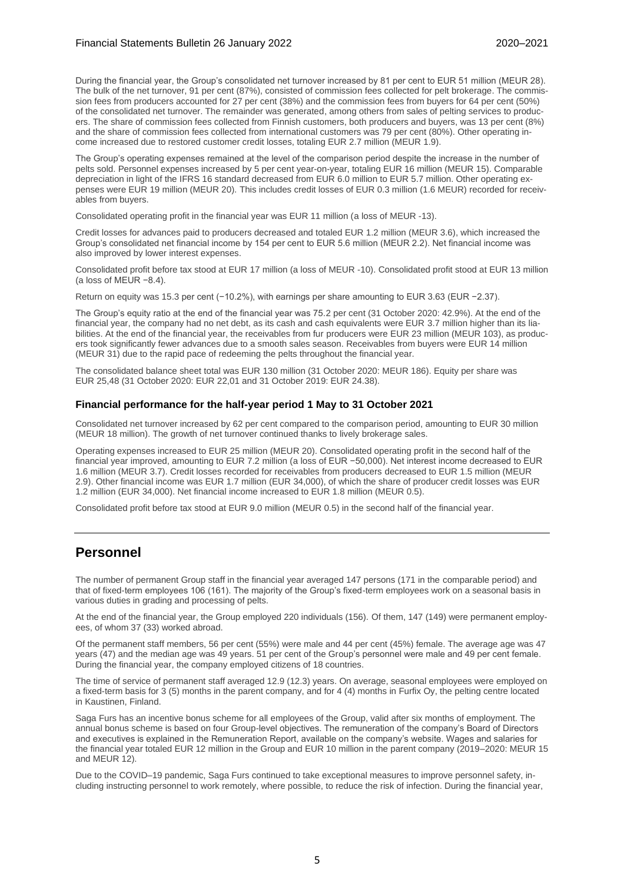During the financial year, the Group's consolidated net turnover increased by 81 per cent to EUR 51 million (MEUR 28). The bulk of the net turnover, 91 per cent (87%), consisted of commission fees collected for pelt brokerage. The commission fees from producers accounted for 27 per cent (38%) and the commission fees from buyers for 64 per cent (50%) of the consolidated net turnover. The remainder was generated, among others from sales of pelting services to producers. The share of commission fees collected from Finnish customers, both producers and buyers, was 13 per cent (8%) and the share of commission fees collected from international customers was 79 per cent (80%). Other operating income increased due to restored customer credit losses, totaling EUR 2.7 million (MEUR 1.9).

The Group's operating expenses remained at the level of the comparison period despite the increase in the number of pelts sold. Personnel expenses increased by 5 per cent year-on-year, totaling EUR 16 million (MEUR 15). Comparable depreciation in light of the IFRS 16 standard decreased from EUR 6.0 million to EUR 5.7 million. Other operating expenses were EUR 19 million (MEUR 20). This includes credit losses of EUR 0.3 million (1.6 MEUR) recorded for receivables from buyers.

Consolidated operating profit in the financial year was EUR 11 million (a loss of MEUR -13).

Credit losses for advances paid to producers decreased and totaled EUR 1.2 million (MEUR 3.6), which increased the Group's consolidated net financial income by 154 per cent to EUR 5.6 million (MEUR 2.2). Net financial income was also improved by lower interest expenses.

Consolidated profit before tax stood at EUR 17 million (a loss of MEUR -10). Consolidated profit stood at EUR 13 million (a loss of MEUR −8.4).

Return on equity was 15.3 per cent (−10.2%), with earnings per share amounting to EUR 3.63 (EUR −2.37).

The Group's equity ratio at the end of the financial year was 75.2 per cent (31 October 2020: 42.9%). At the end of the financial year, the company had no net debt, as its cash and cash equivalents were EUR 3.7 million higher than its liabilities. At the end of the financial year, the receivables from fur producers were EUR 23 million (MEUR 103), as producers took significantly fewer advances due to a smooth sales season. Receivables from buyers were EUR 14 million (MEUR 31) due to the rapid pace of redeeming the pelts throughout the financial year.

The consolidated balance sheet total was EUR 130 million (31 October 2020: MEUR 186). Equity per share was EUR 25,48 (31 October 2020: EUR 22,01 and 31 October 2019: EUR 24.38).

### Financial performance for the half-year period 1 May to 31 October 2021

Consolidated net turnover increased by 62 per cent compared to the comparison period, amounting to EUR 30 million (MEUR 18 million). The growth of net turnover continued thanks to lively brokerage sales.

Operating expenses increased to EUR 25 million (MEUR 20). Consolidated operating profit in the second half of the financial year improved, amounting to EUR 7.2 million (a loss of EUR −50,000). Net interest income decreased to EUR 1.6 million (MEUR 3.7). Credit losses recorded for receivables from producers decreased to EUR 1.5 million (MEUR 2.9). Other financial income was EUR 1.7 million (EUR 34,000), of which the share of producer credit losses was EUR 1.2 million (EUR 34,000). Net financial income increased to EUR 1.8 million (MEUR 0.5).

Consolidated profit before tax stood at EUR 9.0 million (MEUR 0.5) in the second half of the financial year.

## Personnel

The number of permanent Group staff in the financial year averaged 147 persons (171 in the comparable period) and that of fixed-term employees 106 (161). The majority of the Group's fixed-term employees work on a seasonal basis in various duties in grading and processing of pelts.

At the end of the financial year, the Group employed 220 individuals (156). Of them, 147 (149) were permanent employees, of whom 37 (33) worked abroad.

Of the permanent staff members, 56 per cent (55%) were male and 44 per cent (45%) female. The average age was 47 years (47) and the median age was 49 years. 51 per cent of the Group's personnel were male and 49 per cent female. During the financial year, the company employed citizens of 18 countries.

The time of service of permanent staff averaged 12.9 (12.3) years. On average, seasonal employees were employed on a fixed-term basis for 3 (5) months in the parent company, and for 4 (4) months in Furfix Oy, the pelting centre located in Kaustinen, Finland.

Saga Furs has an incentive bonus scheme for all employees of the Group, valid after six months of employment. The annual bonus scheme is based on four Group-level objectives. The remuneration of the company's Board of Directors and executives is explained in the Remuneration Report, available on the company's website. Wages and salaries for the financial year totaled EUR 12 million in the Group and EUR 10 million in the parent company (2019–2020: MEUR 15 and MEUR 12).

Due to the COVID–19 pandemic, Saga Furs continued to take exceptional measures to improve personnel safety, including instructing personnel to work remotely, where possible, to reduce the risk of infection. During the financial year,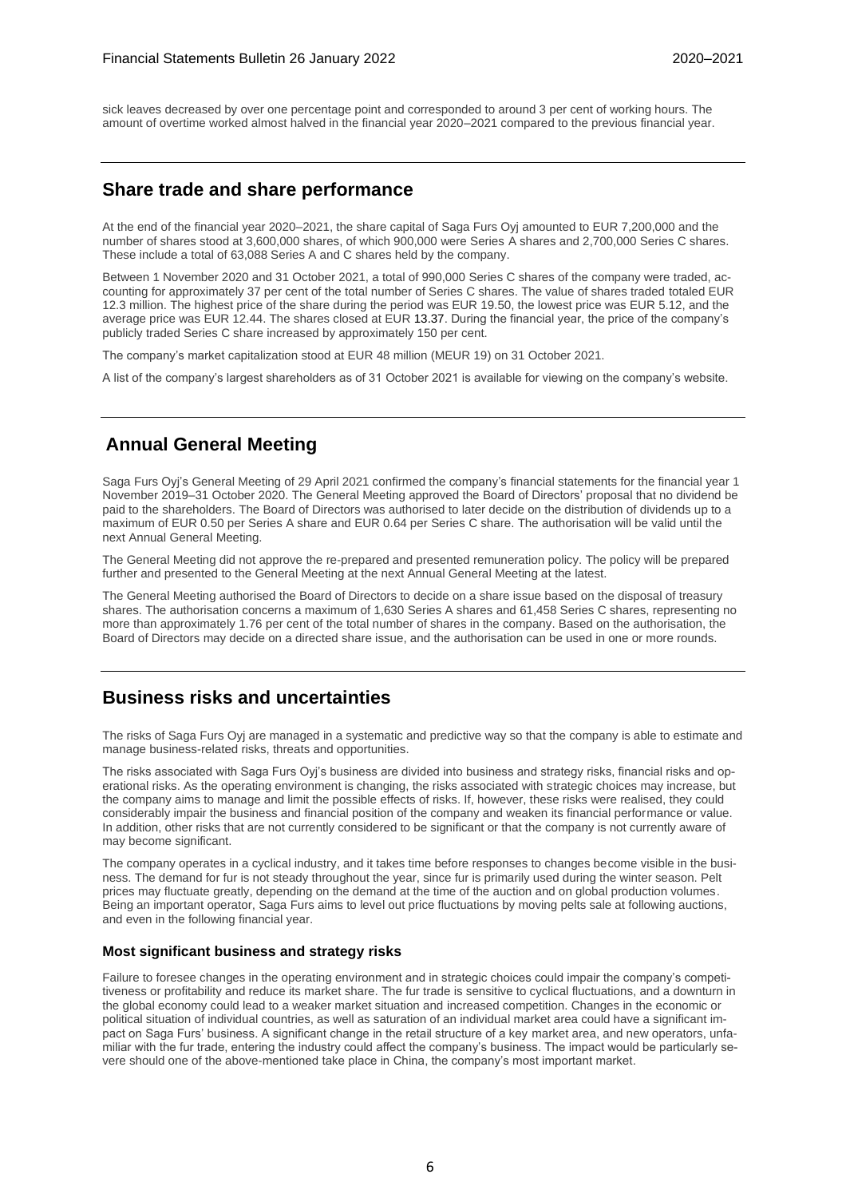sick leaves decreased by over one percentage point and corresponded to around 3 per cent of working hours. The amount of overtime worked almost halved in the financial year 2020–2021 compared to the previous financial year.

## Share trade and share performance

At the end of the financial year 2020–2021, the share capital of Saga Furs Oyj amounted to EUR 7,200,000 and the number of shares stood at 3,600,000 shares, of which 900,000 were Series A shares and 2,700,000 Series C shares. These include a total of 63,088 Series A and C shares held by the company.

Between 1 November 2020 and 31 October 2021, a total of 990,000 Series C shares of the company were traded, accounting for approximately 37 per cent of the total number of Series C shares. The value of shares traded totaled EUR 12.3 million. The highest price of the share during the period was EUR 19.50, the lowest price was EUR 5.12, and the average price was EUR 12.44. The shares closed at EUR 13.37. During the financial year, the price of the company's publicly traded Series C share increased by approximately 150 per cent.

The company's market capitalization stood at EUR 48 million (MEUR 19) on 31 October 2021.

A list of the company's largest shareholders as of 31 October 2021 is available for viewing on the company's website.

## Annual General Meeting

Saga Furs Oyj's General Meeting of 29 April 2021 confirmed the company's financial statements for the financial year 1 November 2019–31 October 2020. The General Meeting approved the Board of Directors' proposal that no dividend be paid to the shareholders. The Board of Directors was authorised to later decide on the distribution of dividends up to a maximum of EUR 0.50 per Series A share and EUR 0.64 per Series C share. The authorisation will be valid until the next Annual General Meeting.

The General Meeting did not approve the re-prepared and presented remuneration policy. The policy will be prepared further and presented to the General Meeting at the next Annual General Meeting at the latest.

The General Meeting authorised the Board of Directors to decide on a share issue based on the disposal of treasury shares. The authorisation concerns a maximum of 1,630 Series A shares and 61,458 Series C shares, representing no more than approximately 1.76 per cent of the total number of shares in the company. Based on the authorisation, the Board of Directors may decide on a directed share issue, and the authorisation can be used in one or more rounds.

## Business risks and uncertainties

The risks of Saga Furs Oyj are managed in a systematic and predictive way so that the company is able to estimate and manage business-related risks, threats and opportunities.

The risks associated with Saga Furs Oyj's business are divided into business and strategy risks, financial risks and operational risks. As the operating environment is changing, the risks associated with strategic choices may increase, but the company aims to manage and limit the possible effects of risks. If, however, these risks were realised, they could considerably impair the business and financial position of the company and weaken its financial performance or value. In addition, other risks that are not currently considered to be significant or that the company is not currently aware of may become significant.

The company operates in a cyclical industry, and it takes time before responses to changes become visible in the business. The demand for fur is not steady throughout the year, since fur is primarily used during the winter season. Pelt prices may fluctuate greatly, depending on the demand at the time of the auction and on global production volumes. Being an important operator, Saga Furs aims to level out price fluctuations by moving pelts sale at following auctions, and even in the following financial year.

### Most significant business and strategy risks

Failure to foresee changes in the operating environment and in strategic choices could impair the company's competitiveness or profitability and reduce its market share. The fur trade is sensitive to cyclical fluctuations, and a downturn in the global economy could lead to a weaker market situation and increased competition. Changes in the economic or political situation of individual countries, as well as saturation of an individual market area could have a significant impact on Saga Furs' business. A significant change in the retail structure of a key market area, and new operators, unfamiliar with the fur trade, entering the industry could affect the company's business. The impact would be particularly severe should one of the above-mentioned take place in China, the company's most important market.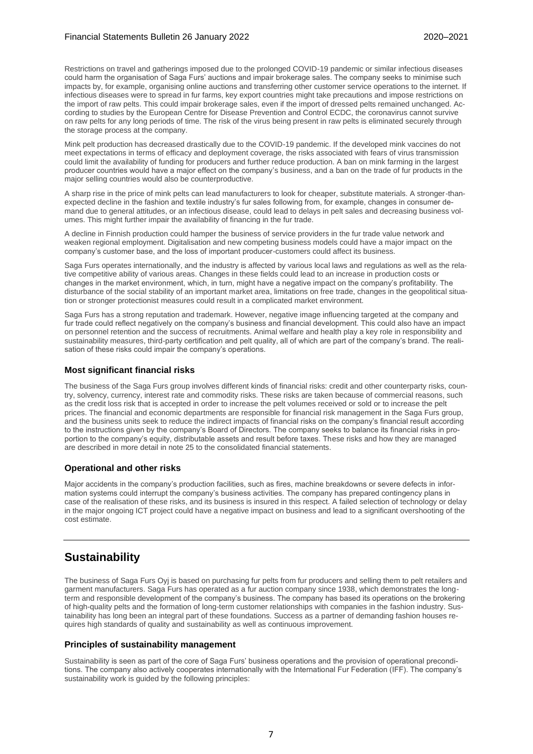Restrictions on travel and gatherings imposed due to the prolonged COVID-19 pandemic or similar infectious diseases could harm the organisation of Saga Furs' auctions and impair brokerage sales. The company seeks to minimise such impacts by, for example, organising online auctions and transferring other customer service operations to the internet. If infectious diseases were to spread in fur farms, key export countries might take precautions and impose restrictions on the import of raw pelts. This could impair brokerage sales, even if the import of dressed pelts remained unchanged. According to studies by the European Centre for Disease Prevention and Control ECDC, the coronavirus cannot survive on raw pelts for any long periods of time. The risk of the virus being present in raw pelts is eliminated securely through the storage process at the company.

Mink pelt production has decreased drastically due to the COVID-19 pandemic. If the developed mink vaccines do not meet expectations in terms of efficacy and deployment coverage, the risks associated with fears of virus transmission could limit the availability of funding for producers and further reduce production. A ban on mink farming in the largest producer countries would have a major effect on the company's business, and a ban on the trade of fur products in the major selling countries would also be counterproductive.

A sharp rise in the price of mink pelts can lead manufacturers to look for cheaper, substitute materials. A stronger-than-expected decline in the fashion and textile industry's fur sales following from, for example, changes in consumer demand due to general attitudes, or an infectious disease, could lead to delays in pelt sales and decreasing business volumes. This might further impair the availability of financing in the fur trade.

A decline in Finnish production could hamper the business of service providers in the fur trade value network and weaken regional employment. Digitalisation and new competing business models could have a major impact on the company's customer base, and the loss of important producer-customers could affect its business.

Saga Furs operates internationally, and the industry is affected by various local laws and regulations as well as the relative competitive ability of various areas. Changes in these fields could lead to an increase in production costs or changes in the market environment, which, in turn, might have a negative impact on the company's profitability. The disturbance of the social stability of an important market area, limitations on free trade, changes in the geopolitical situation or stronger protectionist measures could result in a complicated market environment.

Saga Furs has a strong reputation and trademark. However, negative image influencing targeted at the company and fur trade could reflect negatively on the company's business and financial development. This could also have an impact on personnel retention and the success of recruitments. Animal welfare and health play a key role in responsibility and sustainability measures, third-party certification and pelt quality, all of which are part of the company's brand. The realisation of these risks could impair the company's operations.

### Most significant financial risks

The business of the Saga Furs group involves different kinds of financial risks: credit and other counterparty risks, country, solvency, currency, interest rate and commodity risks. These risks are taken because of commercial reasons, such as the credit loss risk that is accepted in order to increase the pelt volumes received or sold or to increase the pelt prices. The financial and economic departments are responsible for financial risk management in the Saga Furs group, and the business units seek to reduce the indirect impacts of financial risks on the company's financial result according to the instructions given by the company's Board of Directors. The company seeks to balance its financial risks in proportion to the company's equity, distributable assets and result before taxes. These risks and how they are managed are described in more detail in note 25 to the consolidated financial statements.

### Operational and other risks

Major accidents in the company's production facilities, such as fires, machine breakdowns or severe defects in information systems could interrupt the company's business activities. The company has prepared contingency plans in case of the realisation of these risks, and its business is insured in this respect. A failed selection of technology or delay in the major ongoing ICT project could have a negative impact on business and lead to a significant overshooting of the cost estimate.

## Sustainability

The business of Saga Furs Oyj is based on purchasing fur pelts from fur producers and selling them to pelt retailers and garment manufacturers. Saga Furs has operated as a fur auction company since 1938, which demonstrates the long-term and responsible development of the company's business. The company has based its operations on the brokering of high-quality pelts and the formation of long-term customer relationships with companies in the fashion industry. Sustainability has long been an integral part of these foundations. Success as a partner of demanding fashion houses requires high standards of quality and sustainability as well as continuous improvement.

### Principles of sustainability management

Sustainability is seen as part of the core of Saga Furs' business operations and the provision of operational preconditions. The company also actively cooperates internationally with the International Fur Federation (IFF). The company's sustainability work is guided by the following principles: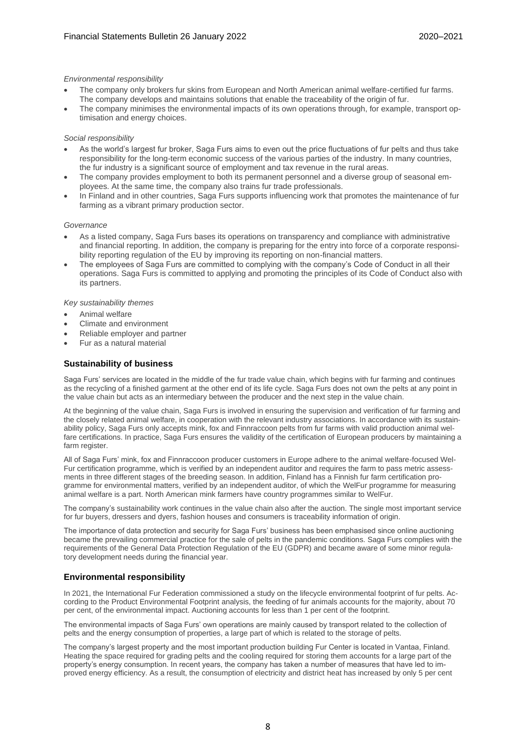*Environmental responsibility*

- The company only brokers fur skins from European and North American animal welfare-certified fur farms. The company develops and maintains solutions that enable the traceability of the origin of fur.
- The company minimises the environmental impacts of its own operations through, for example, transport optimisation and energy choices.

*Social responsibility*

- As the world's largest fur broker, Saga Furs aims to even out the price fluctuations of fur pelts and thus take responsibility for the long-term economic success of the various parties of the industry. In many countries, the fur industry is a significant source of employment and tax revenue in the rural areas.
- The company provides employment to both its permanent personnel and a diverse group of seasonal employees. At the same time, the company also trains fur trade professionals.
- In Finland and in other countries, Saga Furs supports influencing work that promotes the maintenance of fur farming as a vibrant primary production sector.

*Governance*

- As a listed company, Saga Furs bases its operations on transparency and compliance with administrative and financial reporting. In addition, the company is preparing for the entry into force of a corporate responsibility reporting regulation of the EU by improving its reporting on non-financial matters.
- The employees of Saga Furs are committed to complying with the company's Code of Conduct in all their operations. Saga Furs is committed to applying and promoting the principles of its Code of Conduct also with its partners.

*Key sustainability themes*

- Animal welfare
- Climate and environment
- Reliable employer and partner
- Fur as a natural material

## Sustainability of business

Saga Furs' services are located in the middle of the fur trade value chain, which begins with fur farming and continues as the recycling of a finished garment at the other end of its life cycle. Saga Furs does not own the pelts at any point in the value chain but acts as an intermediary between the producer and the next step in the value chain.

At the beginning of the value chain, Saga Furs is involved in ensuring the supervision and verification of fur farming and the closely related animal welfare, in cooperation with the relevant industry associations. In accordance with its sustainability policy, Saga Furs only accepts mink, fox and Finnraccoon pelts from fur farms with valid production animal welfare certifications. In practice, Saga Furs ensures the validity of the certification of European producers by maintaining a farm register.

All of Saga Furs' mink, fox and Finnraccoon producer customers in Europe adhere to the animal welfare-focused WelFur certification programme, which is verified by an independent auditor and requires the farm to pass metric assessments in three different stages of the breeding season. In addition, Finland has a Finnish fur farm certification programme for environmental matters, verified by an independent auditor, of which the WelFur programme for measuring animal welfare is a part. North American mink farmers have country programmes similar to WelFur.

The company's sustainability work continues in the value chain also after the auction. The single most important service for fur buyers, dressers and dyers, fashion houses and consumers is traceability information of origin.

The importance of data protection and security for Saga Furs' business has been emphasised since online auctioning became the prevailing commercial practice for the sale of pelts in the pandemic conditions. Saga Furs complies with the requirements of the General Data Protection Regulation of the EU (GDPR) and became aware of some minor regulatory development needs during the financial year.

## Environmental responsibility

In 2021, the International Fur Federation commissioned a study on the lifecycle environmental footprint of fur pelts. According to the Product Environmental Footprint analysis, the feeding of fur animals accounts for the majority, about 70 per cent, of the environmental impact. Auctioning accounts for less than 1 per cent of the footprint.

The environmental impacts of Saga Furs' own operations are mainly caused by transport related to the collection of pelts and the energy consumption of properties, a large part of which is related to the storage of pelts.

The company's largest property and the most important production building Fur Center is located in Vantaa, Finland. Heating the space required for grading pelts and the cooling required for storing them accounts for a large part of the property's energy consumption. In recent years, the company has taken a number of measures that have led to improved energy efficiency. As a result, the consumption of electricity and district heat has increased by only 5 per cent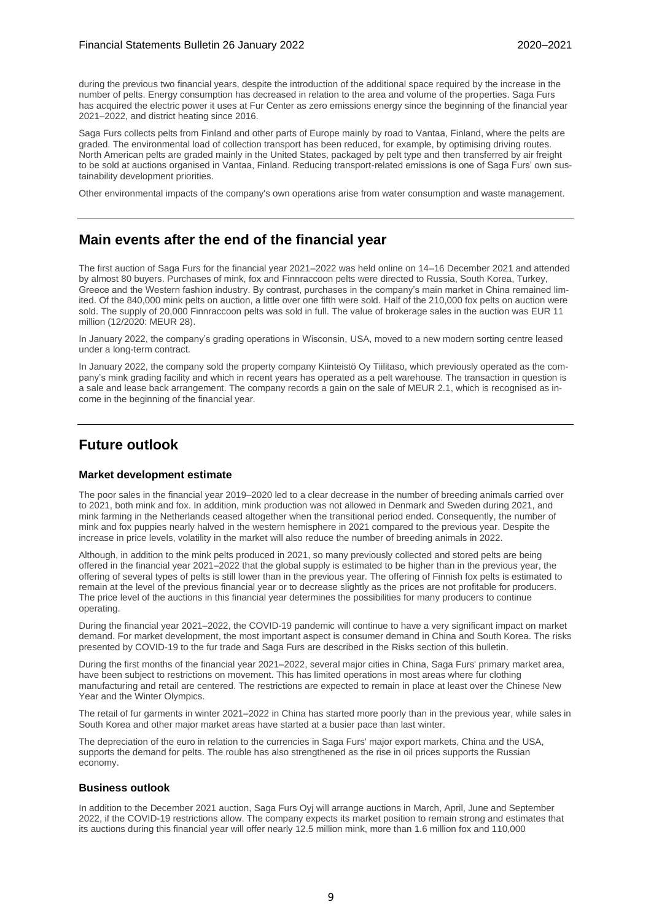during the previous two financial years, despite the introduction of the additional space required by the increase in the number of pelts. Energy consumption has decreased in relation to the area and volume of the properties. Saga Furs has acquired the electric power it uses at Fur Center as zero emissions energy since the beginning of the financial year 2021–2022, and district heating since 2016.

Saga Furs collects pelts from Finland and other parts of Europe mainly by road to Vantaa, Finland, where the pelts are graded. The environmental load of collection transport has been reduced, for example, by optimising driving routes. North American pelts are graded mainly in the United States, packaged by pelt type and then transferred by air freight to be sold at auctions organised in Vantaa, Finland. Reducing transport-related emissions is one of Saga Furs' own sustainability development priorities.

Other environmental impacts of the company's own operations arise from water consumption and waste management.

## Main events after the end of the financial year

The first auction of Saga Furs for the financial year 2021–2022 was held online on 14–16 December 2021 and attended by almost 80 buyers. Purchases of mink, fox and Finnraccoon pelts were directed to Russia, South Korea, Turkey, Greece and the Western fashion industry. By contrast, purchases in the company's main market in China remained limited. Of the 840,000 mink pelts on auction, a little over one fifth were sold. Half of the 210,000 fox pelts on auction were sold. The supply of 20,000 Finnraccoon pelts was sold in full. The value of brokerage sales in the auction was EUR 11 million (12/2020: MEUR 28).

In January 2022, the company's grading operations in Wisconsin, USA, moved to a new modern sorting centre leased under a long-term contract.

In January 2022, the company sold the property company Kiinteistö Oy Tiilitaso, which previously operated as the company's mink grading facility and which in recent years has operated as a pelt warehouse. The transaction in question is a sale and lease back arrangement. The company records a gain on the sale of MEUR 2.1, which is recognised as income in the beginning of the financial year.

## Future outlook

### Market development estimate

The poor sales in the financial year 2019–2020 led to a clear decrease in the number of breeding animals carried over to 2021, both mink and fox. In addition, mink production was not allowed in Denmark and Sweden during 2021, and mink farming in the Netherlands ceased altogether when the transitional period ended. Consequently, the number of mink and fox puppies nearly halved in the western hemisphere in 2021 compared to the previous year. Despite the increase in price levels, volatility in the market will also reduce the number of breeding animals in 2022.

Although, in addition to the mink pelts produced in 2021, so many previously collected and stored pelts are being offered in the financial year 2021–2022 that the global supply is estimated to be higher than in the previous year, the offering of several types of pelts is still lower than in the previous year. The offering of Finnish fox pelts is estimated to remain at the level of the previous financial year or to decrease slightly as the prices are not profitable for producers. The price level of the auctions in this financial year determines the possibilities for many producers to continue operating.

During the financial year 2021–2022, the COVID-19 pandemic will continue to have a very significant impact on market demand. For market development, the most important aspect is consumer demand in China and South Korea. The risks presented by COVID-19 to the fur trade and Saga Furs are described in the Risks section of this bulletin.

During the first months of the financial year 2021–2022, several major cities in China, Saga Furs' primary market area, have been subject to restrictions on movement. This has limited operations in most areas where fur clothing manufacturing and retail are centered. The restrictions are expected to remain in place at least over the Chinese New Year and the Winter Olympics.

The retail of fur garments in winter 2021–2022 in China has started more poorly than in the previous year, while sales in South Korea and other major market areas have started at a busier pace than last winter.

The depreciation of the euro in relation to the currencies in Saga Furs' major export markets, China and the USA, supports the demand for pelts. The rouble has also strengthened as the rise in oil prices supports the Russian economy.

### Business outlook

In addition to the December 2021 auction, Saga Furs Oyj will arrange auctions in March, April, June and September 2022, if the COVID-19 restrictions allow. The company expects its market position to remain strong and estimates that its auctions during this financial year will offer nearly 12.5 million mink, more than 1.6 million fox and 110,000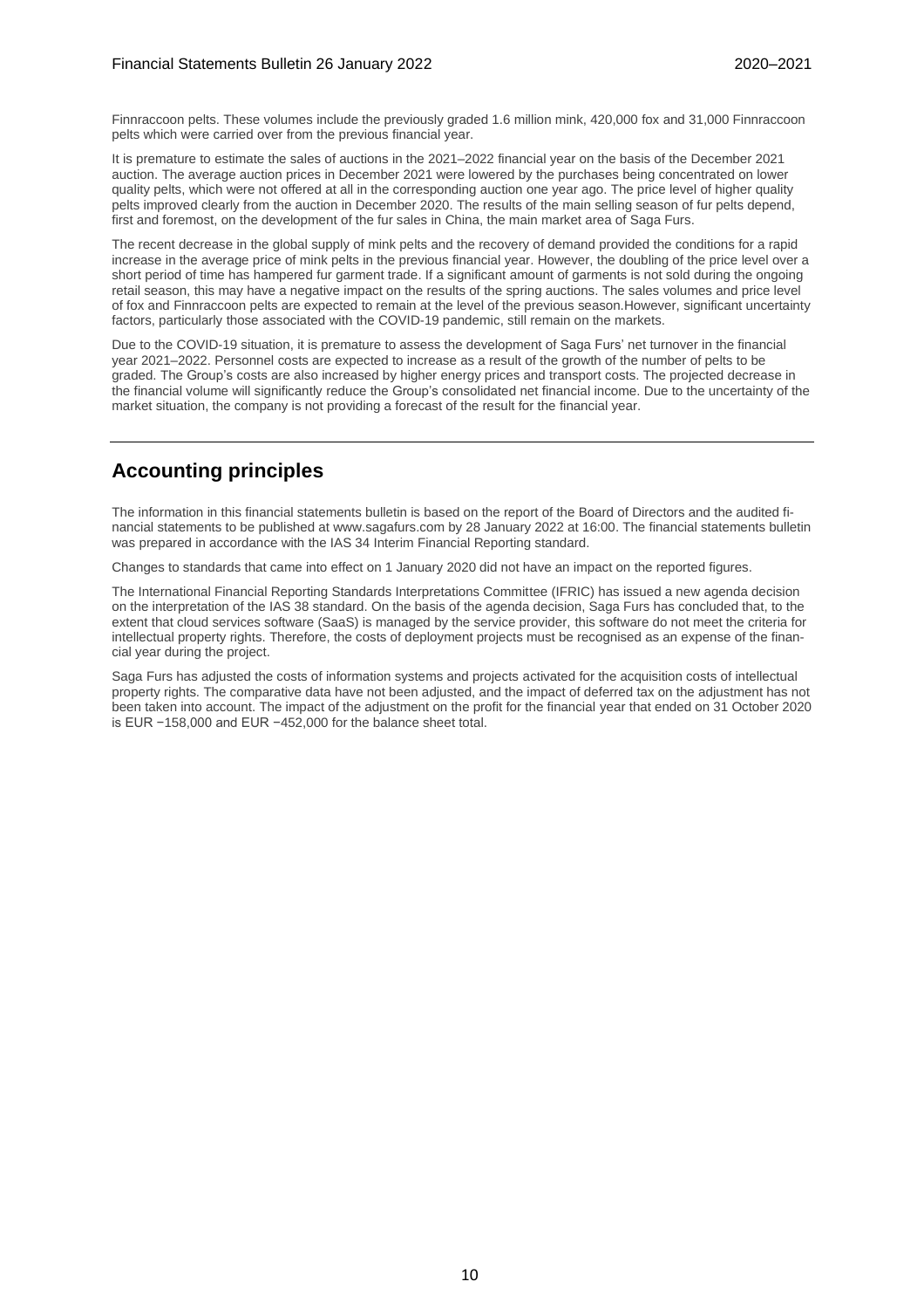Finnraccoon pelts. These volumes include the previously graded 1.6 million mink, 420,000 fox and 31,000 Finnraccoon pelts which were carried over from the previous financial year.

It is premature to estimate the sales of auctions in the 2021–2022 financial year on the basis of the December 2021 auction. The average auction prices in December 2021 were lowered by the purchases being concentrated on lower quality pelts, which were not offered at all in the corresponding auction one year ago. The price level of higher quality pelts improved clearly from the auction in December 2020. The results of the main selling season of fur pelts depend, first and foremost, on the development of the fur sales in China, the main market area of Saga Furs.

The recent decrease in the global supply of mink pelts and the recovery of demand provided the conditions for a rapid increase in the average price of mink pelts in the previous financial year. However, the doubling of the price level over a short period of time has hampered fur garment trade. If a significant amount of garments is not sold during the ongoing retail season, this may have a negative impact on the results of the spring auctions. The sales volumes and price level of fox and Finnraccoon pelts are expected to remain at the level of the previous season.However, significant uncertainty factors, particularly those associated with the COVID-19 pandemic, still remain on the markets.

Due to the COVID-19 situation, it is premature to assess the development of Saga Furs' net turnover in the financial year 2021–2022. Personnel costs are expected to increase as a result of the growth of the number of pelts to be graded. The Group's costs are also increased by higher energy prices and transport costs. The projected decrease in the financial volume will significantly reduce the Group's consolidated net financial income. Due to the uncertainty of the market situation, the company is not providing a forecast of the result for the financial year.

## Accounting principles

The information in this financial statements bulletin is based on the report of the Board of Directors and the audited financial statements to be published at www.sagafurs.com by 28 January 2022 at 16:00. The financial statements bulletin was prepared in accordance with the IAS 34 Interim Financial Reporting standard.

Changes to standards that came into effect on 1 January 2020 did not have an impact on the reported figures.

The International Financial Reporting Standards Interpretations Committee (IFRIC) has issued a new agenda decision on the interpretation of the IAS 38 standard. On the basis of the agenda decision, Saga Furs has concluded that, to the extent that cloud services software (SaaS) is managed by the service provider, this software do not meet the criteria for intellectual property rights. Therefore, the costs of deployment projects must be recognised as an expense of the financial year during the project.

Saga Furs has adjusted the costs of information systems and projects activated for the acquisition costs of intellectual property rights. The comparative data have not been adjusted, and the impact of deferred tax on the adjustment has not been taken into account. The impact of the adjustment on the profit for the financial year that ended on 31 October 2020 is EUR −158,000 and EUR −452,000 for the balance sheet total.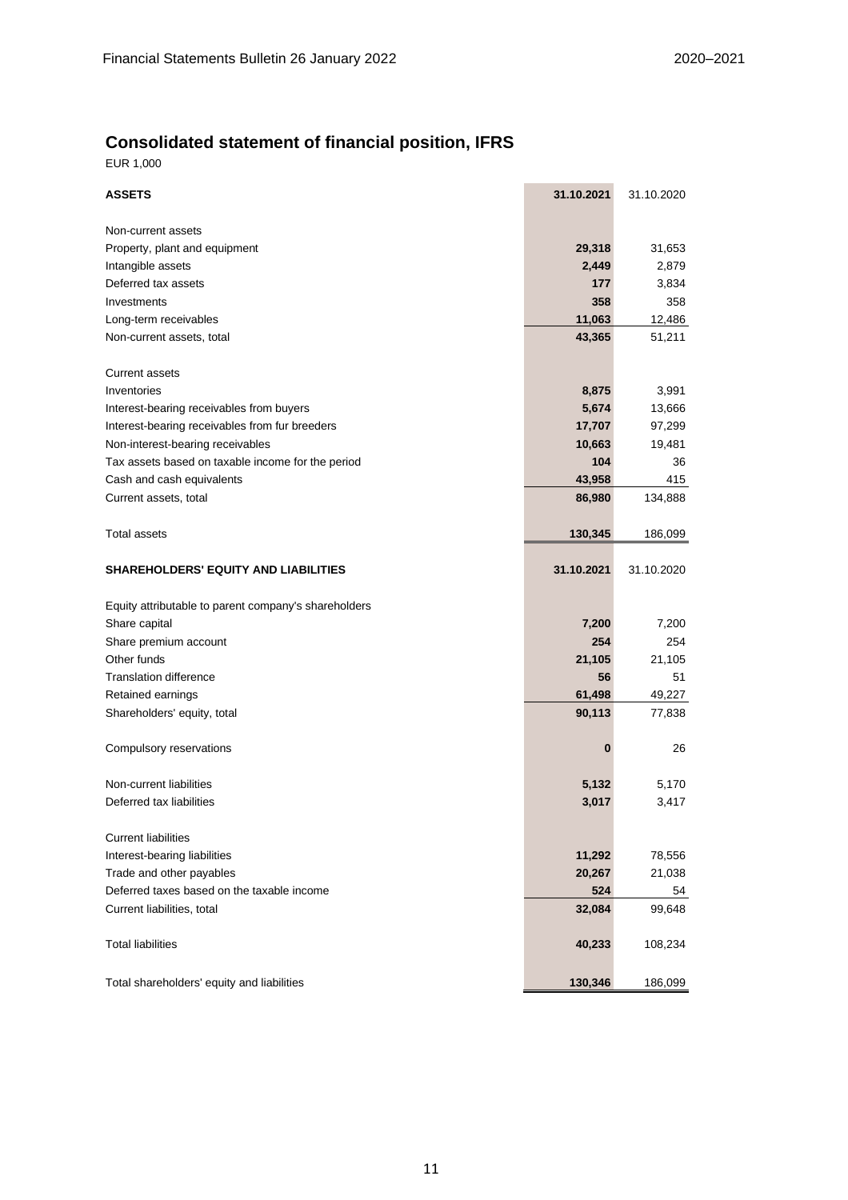## Consolidated statement of financial position, IFRS

EUR 1,000

| ASSETS | 31.10.2021 | 31.10.2020 |
|---|---|---|
| | | |
| Non-current assets | | |
| Property, plant and equipment | **29,318** | 31,653 |
| Intangible assets | **2,449** | 2,879 |
| Deferred tax assets | **177** | 3,834 |
| Investments | **358** | 358 |
| Long-term receivables | **11,063** | 12,486 |
| Non-current assets, total | **43,365** | 51,211 |
| | | |
| Current assets | | |
| Inventories | **8,875** | 3,991 |
| Interest-bearing receivables from buyers | **5,674** | 13,666 |
| Interest-bearing receivables from fur breeders | **17,707** | 97,299 |
| Non-interest-bearing receivables | **10,663** | 19,481 |
| Tax assets based on taxable income for the period | **104** | 36 |
| Cash and cash equivalents | **43,958** | 415 |
| Current assets, total | **86,980** | 134,888 |
| | | |
| Total assets | **130,345** | 186,099 |
| | | |
| **SHAREHOLDERS' EQUITY AND LIABILITIES** | **31.10.2021** | 31.10.2020 |
| | | |
| Equity attributable to parent company's shareholders | | |
| Share capital | **7,200** | 7,200 |
| Share premium account | **254** | 254 |
| Other funds | **21,105** | 21,105 |
| Translation difference | **56** | 51 |
| Retained earnings | **61,498** | 49,227 |
| Shareholders' equity, total | **90,113** | 77,838 |
| | | |
| Compulsory reservations | **0** | 26 |
| | | |
| Non-current liabilities | **5,132** | 5,170 |
| Deferred tax liabilities | **3,017** | 3,417 |
| | | |
| Current liabilities | | |
| Interest-bearing liabilities | **11,292** | 78,556 |
| Trade and other payables | **20,267** | 21,038 |
| Deferred taxes based on the taxable income | **524** | 54 |
| Current liabilities, total | **32,084** | 99,648 |
| | | |
| Total liabilities | **40,233** | 108,234 |
| | | |
| Total shareholders' equity and liabilities | **130,346** | 186,099 |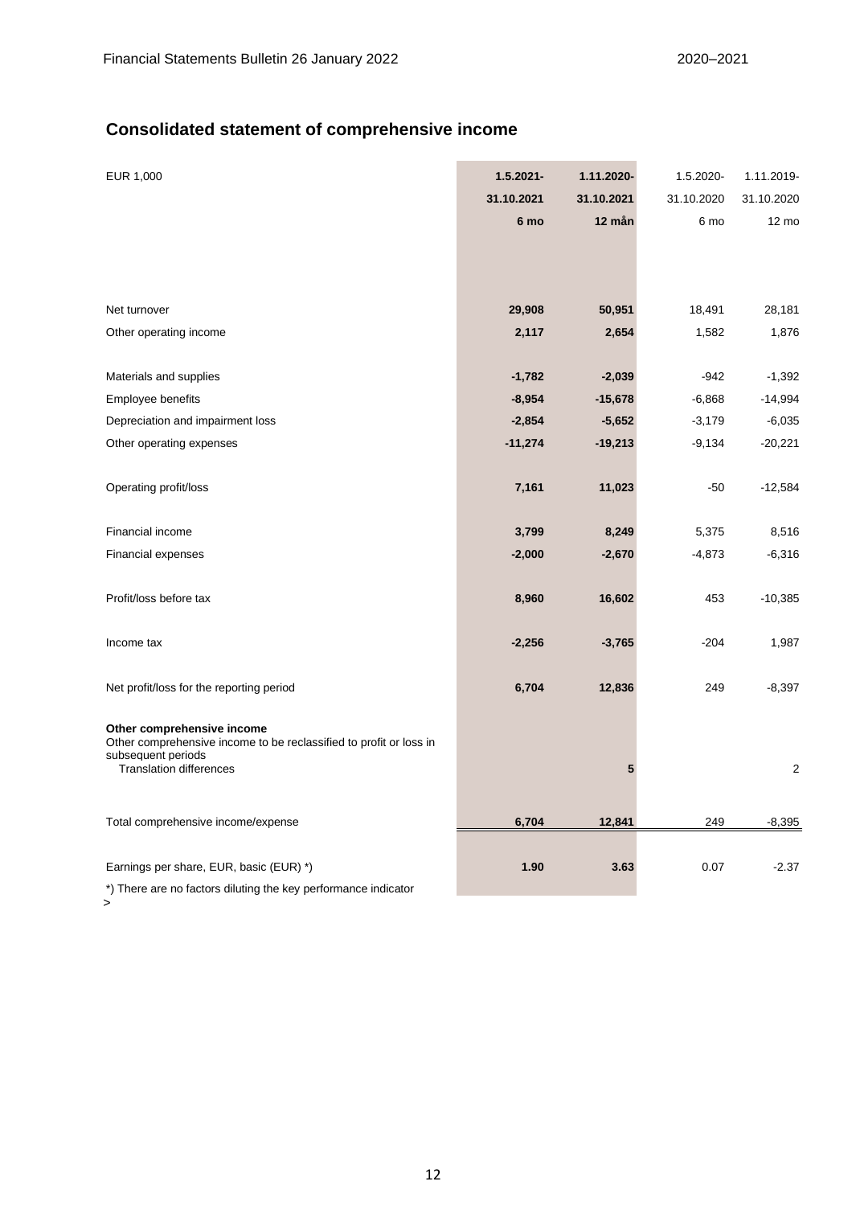## Consolidated statement of comprehensive income

| EUR 1,000 | 1.5.2021-<br>31.10.2021<br>6 mo | 1.11.2020-<br>31.10.2021<br>12 mån | 1.5.2020-<br>31.10.2020<br>6 mo | 1.11.2019-<br>31.10.2020<br>12 mo |
|---|---|---|---|---|
| Net turnover | 29,908 | 50,951 | 18,491 | 28,181 |
| Other operating income | 2,117 | 2,654 | 1,582 | 1,876 |
| Materials and supplies | -1,782 | -2,039 | -942 | -1,392 |
| Employee benefits | -8,954 | -15,678 | -6,868 | -14,994 |
| Depreciation and impairment loss | -2,854 | -5,652 | -3,179 | -6,035 |
| Other operating expenses | -11,274 | -19,213 | -9,134 | -20,221 |
| Operating profit/loss | 7,161 | 11,023 | -50 | -12,584 |
| Financial income | 3,799 | 8,249 | 5,375 | 8,516 |
| Financial expenses | -2,000 | -2,670 | -4,873 | -6,316 |
| Profit/loss before tax | 8,960 | 16,602 | 453 | -10,385 |
| Income tax | -2,256 | -3,765 | -204 | 1,987 |
| Net profit/loss for the reporting period | 6,704 | 12,836 | 249 | -8,397 |
| **Other comprehensive income** | | | | |
| Other comprehensive income to be reclassified to profit or loss in subsequent periods | | | | |
| Translation differences | | 5 | | 2 |
| Total comprehensive income/expense | 6,704 | 12,841 | 249 | -8,395 |
| Earnings per share, EUR, basic (EUR) *) | 1.90 | 3.63 | 0.07 | -2.37 |

*) There are no factors diluting the key performance indicator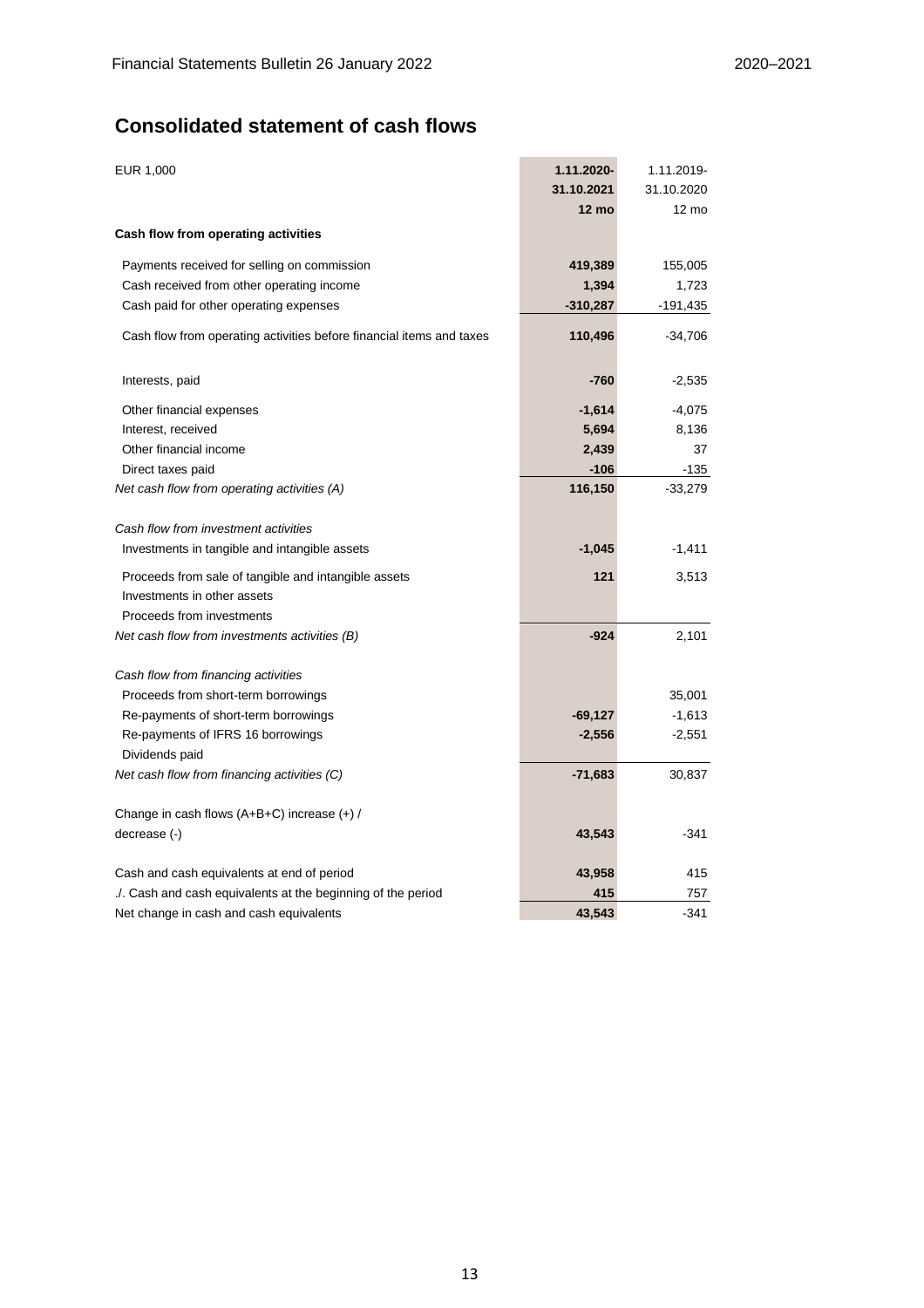## Consolidated statement of cash flows

| EUR 1,000 | 1.11.2020-<br>31.10.2021<br>12 mo | 1.11.2019-<br>31.10.2020<br>12 mo |
|---|---|---|
| **Cash flow from operating activities** | | |
| Payments received for selling on commission | **419,389** | 155,005 |
| Cash received from other operating income | **1,394** | 1,723 |
| Cash paid for other operating expenses | **-310,287** | -191,435 |
| Cash flow from operating activities before financial items and taxes | **110,496** | -34,706 |
| Interests, paid | **-760** | -2,535 |
| Other financial expenses | **-1,614** | -4,075 |
| Interest, received | **5,694** | 8,136 |
| Other financial income | **2,439** | 37 |
| Direct taxes paid | **-106** | -135 |
| *Net cash flow from operating activities (A)* | **116,150** | -33,279 |
| *Cash flow from investment activities* | | |
| Investments in tangible and intangible assets | **-1,045** | -1,411 |
| Proceeds from sale of tangible and intangible assets | **121** | 3,513 |
| Investments in other assets | | |
| Proceeds from investments | | |
| *Net cash flow from investments activities (B)* | **-924** | 2,101 |
| *Cash flow from financing activities* | | |
| Proceeds from short-term borrowings | | 35,001 |
| Re-payments of short-term borrowings | **-69,127** | -1,613 |
| Re-payments of IFRS 16 borrowings | **-2,556** | -2,551 |
| Dividends paid | | |
| *Net cash flow from financing activities (C)* | **-71,683** | 30,837 |
| Change in cash flows (A+B+C) increase (+) / decrease (-) | **43,543** | -341 |
| Cash and cash equivalents at end of period | **43,958** | 415 |
| ./. Cash and cash equivalents at the beginning of the period | **415** | 757 |
| Net change in cash and cash equivalents | **43,543** | -341 |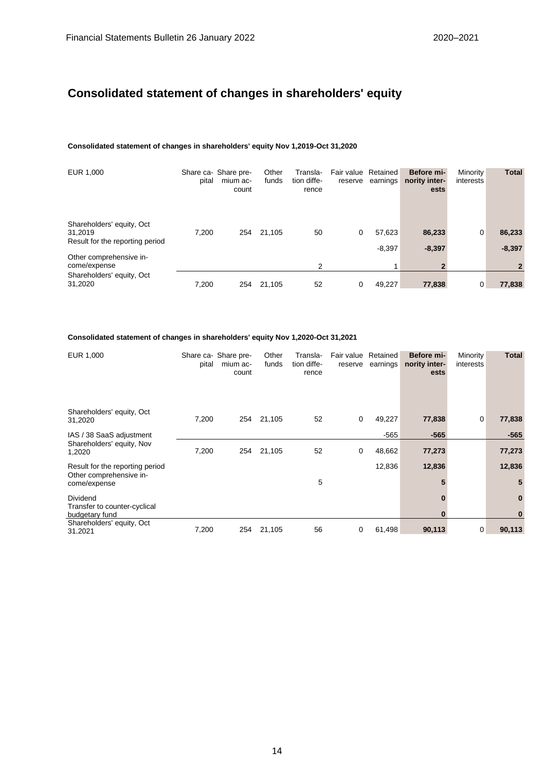# Consolidated statement of changes in shareholders' equity

**Consolidated statement of changes in shareholders' equity Nov 1,2019-Oct 31,2020**

| EUR 1,000 | Share capital | Share premium account | Other funds | Translation difference | Fair value reserve | Retained earnings | **Before minority interests** | Minority interests | **Total** |
|---|---|---|---|---|---|---|---|---|---|
| Shareholders' equity, Oct 31,2019 | 7,200 | 254 | 21,105 | 50 | 0 | 57,623 | **86,233** | 0 | **86,233** |
| Result for the reporting period | | | | | | -8,397 | **-8,397** | | **-8,397** |
| Other comprehensive income/expense | | | | 2 | | 1 | **2** | | **2** |
| Shareholders' equity, Oct 31,2020 | 7,200 | 254 | 21,105 | 52 | 0 | 49,227 | **77,838** | 0 | **77,838** |

**Consolidated statement of changes in shareholders' equity Nov 1,2020-Oct 31,2021**

| EUR 1,000 | Share capital | Share premium account | Other funds | Translation difference | Fair value reserve | Retained earnings | **Before minority interests** | Minority interests | **Total** |
|---|---|---|---|---|---|---|---|---|---|
| Shareholders' equity, Oct 31,2020 | 7,200 | 254 | 21,105 | 52 | 0 | 49,227 | **77,838** | 0 | **77,838** |
| IAS / 38 SaaS adjustment | | | | | | -565 | **-565** | | **-565** |
| Shareholders' equity, Nov 1,2020 | 7,200 | 254 | 21,105 | 52 | 0 | 48,662 | **77,273** | | **77,273** |
| Result for the reporting period | | | | | | 12,836 | **12,836** | | **12,836** |
| Other comprehensive income/expense | | | | 5 | | | **5** | | **5** |
| Dividend | | | | | | | **0** | | **0** |
| Transfer to counter-cyclical budgetary fund | | | | | | | **0** | | **0** |
| Shareholders' equity, Oct 31,2021 | 7,200 | 254 | 21,105 | 56 | 0 | 61,498 | **90,113** | 0 | **90,113** |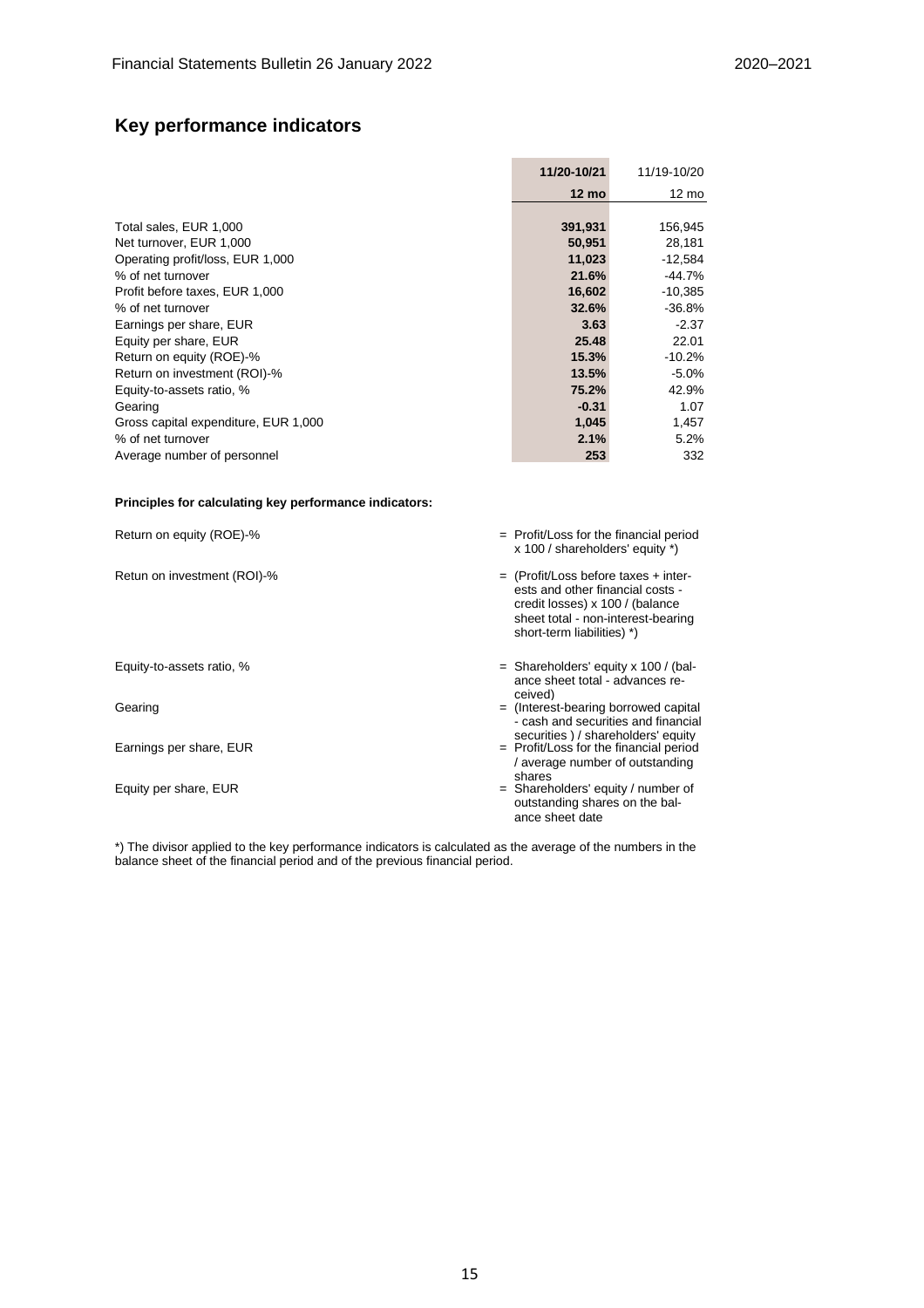## Key performance indicators

| | 11/20-10/21 | 11/19-10/20 |
|---|---|---|
| | **12 mo** | 12 mo |
| Total sales, EUR 1,000 | **391,931** | 156,945 |
| Net turnover, EUR 1,000 | **50,951** | 28,181 |
| Operating profit/loss, EUR 1,000 | **11,023** | -12,584 |
| % of net turnover | **21.6%** | -44.7% |
| Profit before taxes, EUR 1,000 | **16,602** | -10,385 |
| % of net turnover | **32.6%** | -36.8% |
| Earnings per share, EUR | **3.63** | -2.37 |
| Equity per share, EUR | **25.48** | 22.01 |
| Return on equity (ROE)-% | **15.3%** | -10.2% |
| Return on investment (ROI)-% | **13.5%** | -5.0% |
| Equity-to-assets ratio, % | **75.2%** | 42.9% |
| Gearing | **-0.31** | 1.07 |
| Gross capital expenditure, EUR 1,000 | **1,045** | 1,457 |
| % of net turnover | **2.1%** | 5.2% |
| Average number of personnel | **253** | 332 |

**Principles for calculating key performance indicators:**

| | |
|---|---|
| Return on equity (ROE)-% | = Profit/Loss for the financial period x 100 / shareholders' equity *) |
| Retun on investment (ROI)-% | = (Profit/Loss before taxes + interests and other financial costs - credit losses) x 100 / (balance sheet total - non-interest-bearing short-term liabilities) *) |
| Equity-to-assets ratio, % | = Shareholders' equity x 100 / (balance sheet total - advances received) |
| Gearing | = (Interest-bearing borrowed capital - cash and securities and financial securities ) / shareholders' equity |
| Earnings per share, EUR | = Profit/Loss for the financial period / average number of outstanding shares |
| Equity per share, EUR | = Shareholders' equity / number of outstanding shares on the balance sheet date |

*) The divisor applied to the key performance indicators is calculated as the average of the numbers in the balance sheet of the financial period and of the previous financial period.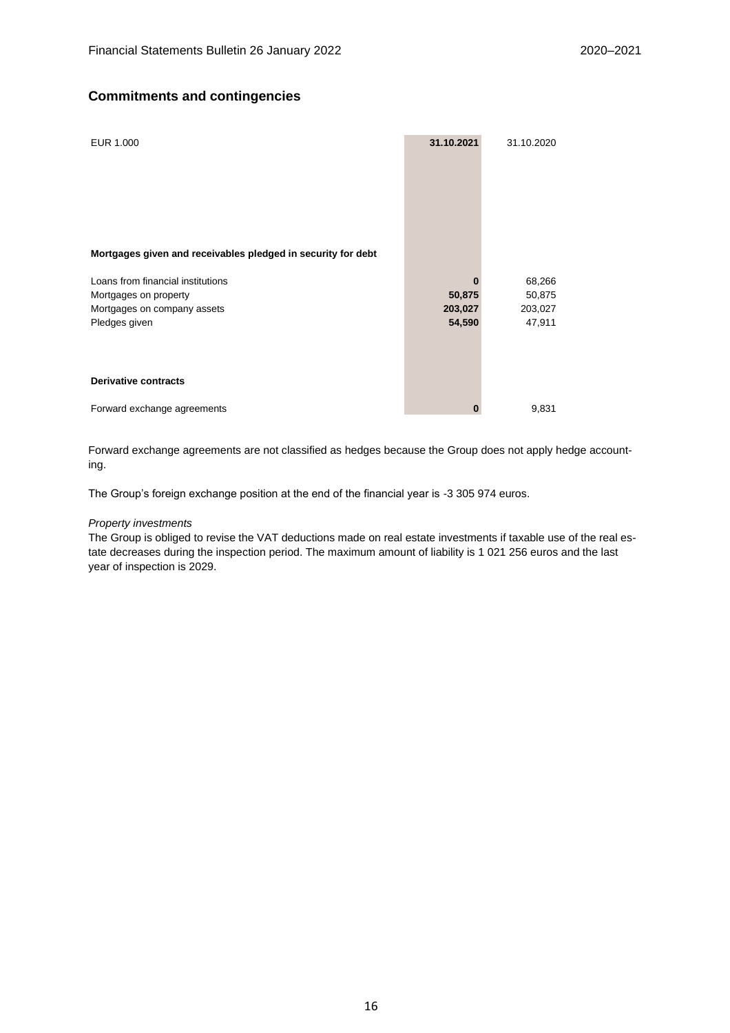## Commitments and contingencies

| EUR 1.000 | 31.10.2021 | 31.10.2020 |
|---|---|---|
| **Mortgages given and receivables pledged in security for debt** | | |
| Loans from financial institutions | **0** | 68,266 |
| Mortgages on property | **50,875** | 50,875 |
| Mortgages on company assets | **203,027** | 203,027 |
| Pledges given | **54,590** | 47,911 |
| **Derivative contracts** | | |
| Forward exchange agreements | **0** | 9,831 |

Forward exchange agreements are not classified as hedges because the Group does not apply hedge accounting.

The Group's foreign exchange position at the end of the financial year is -3 305 974 euros.

*Property investments*

The Group is obliged to revise the VAT deductions made on real estate investments if taxable use of the real estate decreases during the inspection period. The maximum amount of liability is 1 021 256 euros and the last year of inspection is 2029.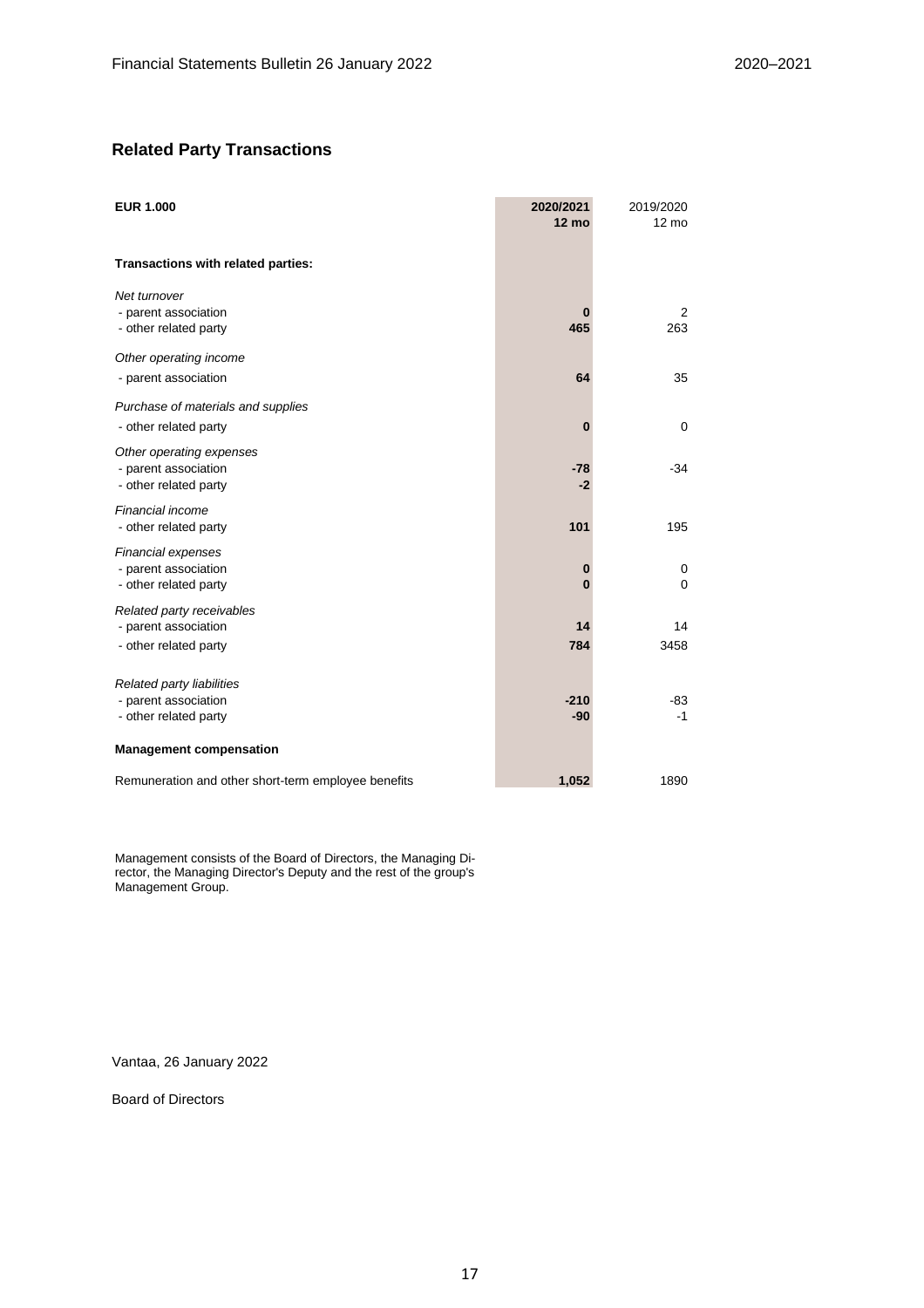## Related Party Transactions

| EUR 1.000 | 2020/2021 12 mo | 2019/2020 12 mo |
|---|---|---|
| **Transactions with related parties:** | | |
| *Net turnover* | | |
| - parent association | **0** | 2 |
| - other related party | **465** | 263 |
| *Other operating income* | | |
| - parent association | **64** | 35 |
| *Purchase of materials and supplies* | | |
| - other related party | **0** | 0 |
| *Other operating expenses* | | |
| - parent association | **-78** | -34 |
| - other related party | **-2** | |
| *Financial income* | | |
| - other related party | **101** | 195 |
| *Financial expenses* | | |
| - parent association | **0** | 0 |
| - other related party | **0** | 0 |
| *Related party receivables* | | |
| - parent association | **14** | 14 |
| - other related party | **784** | 3458 |
| *Related party liabilities* | | |
| - parent association | **-210** | -83 |
| - other related party | **-90** | -1 |
| **Management compensation** | | |
| Remuneration and other short-term employee benefits | **1,052** | 1890 |

Management consists of the Board of Directors, the Managing Director, the Managing Director's Deputy and the rest of the group's Management Group.

Vantaa, 26 January 2022

Board of Directors